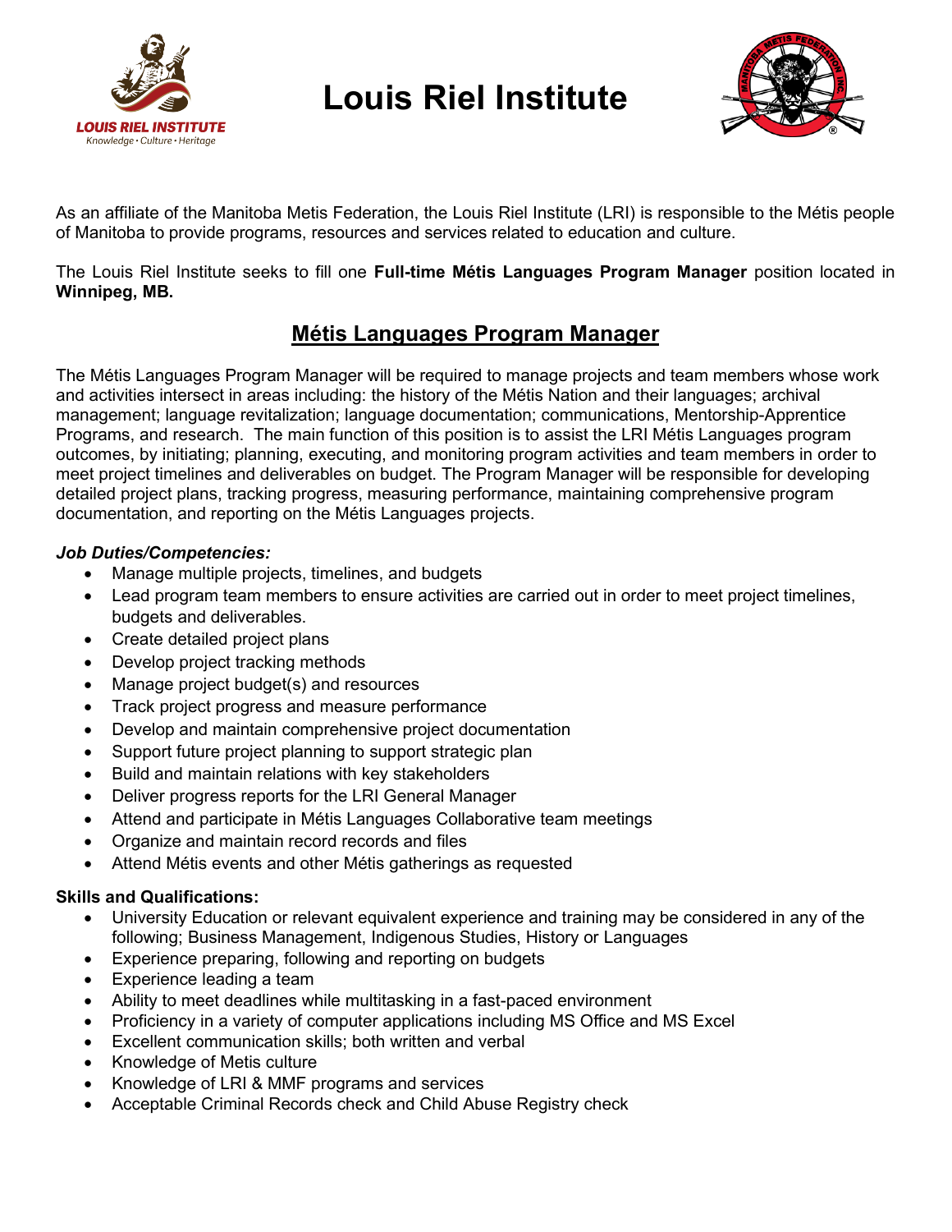# Louis Riel Institute

As an affiliate of the Manitoba Metis Federation, the Louis Riel Institute (LRI) is responsible to the Métis people of Manitoba to provide programs, resources and services related to education and culture.

The Louis Riel Institute seeks to fill one **Full-time Métis Languages Program Manager** position located in **Winnipeg, MB.**

## Métis Languages Program Manager

The Métis Languages Program Manager will be required to manage projects and team members whose work and activities intersect in areas including: the history of the Métis Nation and their languages; archival management; language revitalization; language documentation; communications, Mentorship-Apprentice Programs, and research. The main function of this position is to assist the LRI Métis Languages program outcomes, by initiating; planning, executing, and monitoring program activities and team members in order to meet project timelines and deliverables on budget. The Program Manager will be responsible for developing detailed project plans, tracking progress, measuring performance, maintaining comprehensive program documentation, and reporting on the Métis Languages projects.

***Job Duties/Competencies:***

- Manage multiple projects, timelines, and budgets
- Lead program team members to ensure activities are carried out in order to meet project timelines, budgets and deliverables.
- Create detailed project plans
- Develop project tracking methods
- Manage project budget(s) and resources
- Track project progress and measure performance
- Develop and maintain comprehensive project documentation
- Support future project planning to support strategic plan
- Build and maintain relations with key stakeholders
- Deliver progress reports for the LRI General Manager
- Attend and participate in Métis Languages Collaborative team meetings
- Organize and maintain record records and files
- Attend Métis events and other Métis gatherings as requested

**Skills and Qualifications:**

- University Education or relevant equivalent experience and training may be considered in any of the following; Business Management, Indigenous Studies, History or Languages
- Experience preparing, following and reporting on budgets
- Experience leading a team
- Ability to meet deadlines while multitasking in a fast-paced environment
- Proficiency in a variety of computer applications including MS Office and MS Excel
- Excellent communication skills; both written and verbal
- Knowledge of Metis culture
- Knowledge of LRI & MMF programs and services
- Acceptable Criminal Records check and Child Abuse Registry check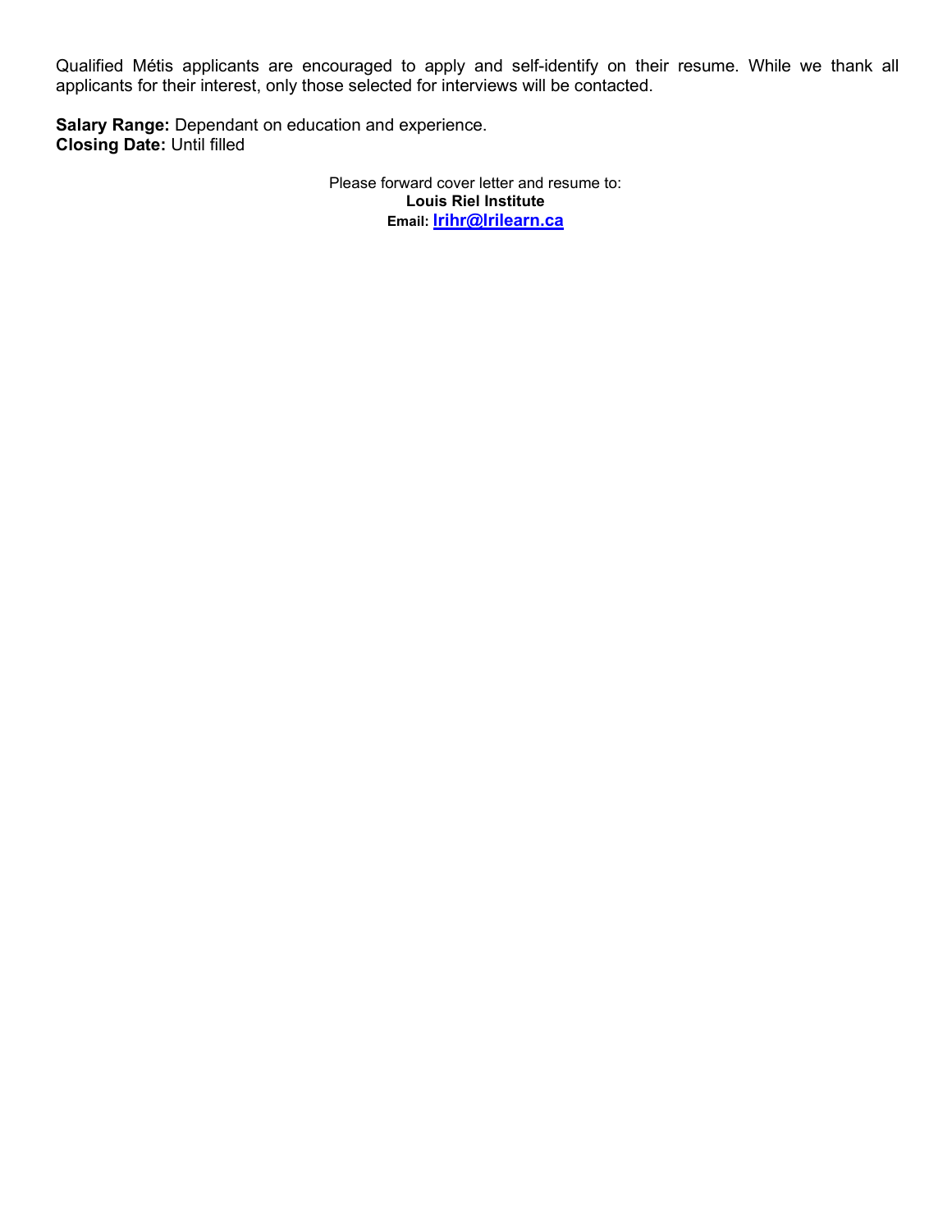Qualified Métis applicants are encouraged to apply and self-identify on their resume. While we thank all applicants for their interest, only those selected for interviews will be contacted.

**Salary Range:** Dependant on education and experience.
**Closing Date:** Until filled

Please forward cover letter and resume to:
**Louis Riel Institute**
**Email: lrihr@lrilearn.ca**